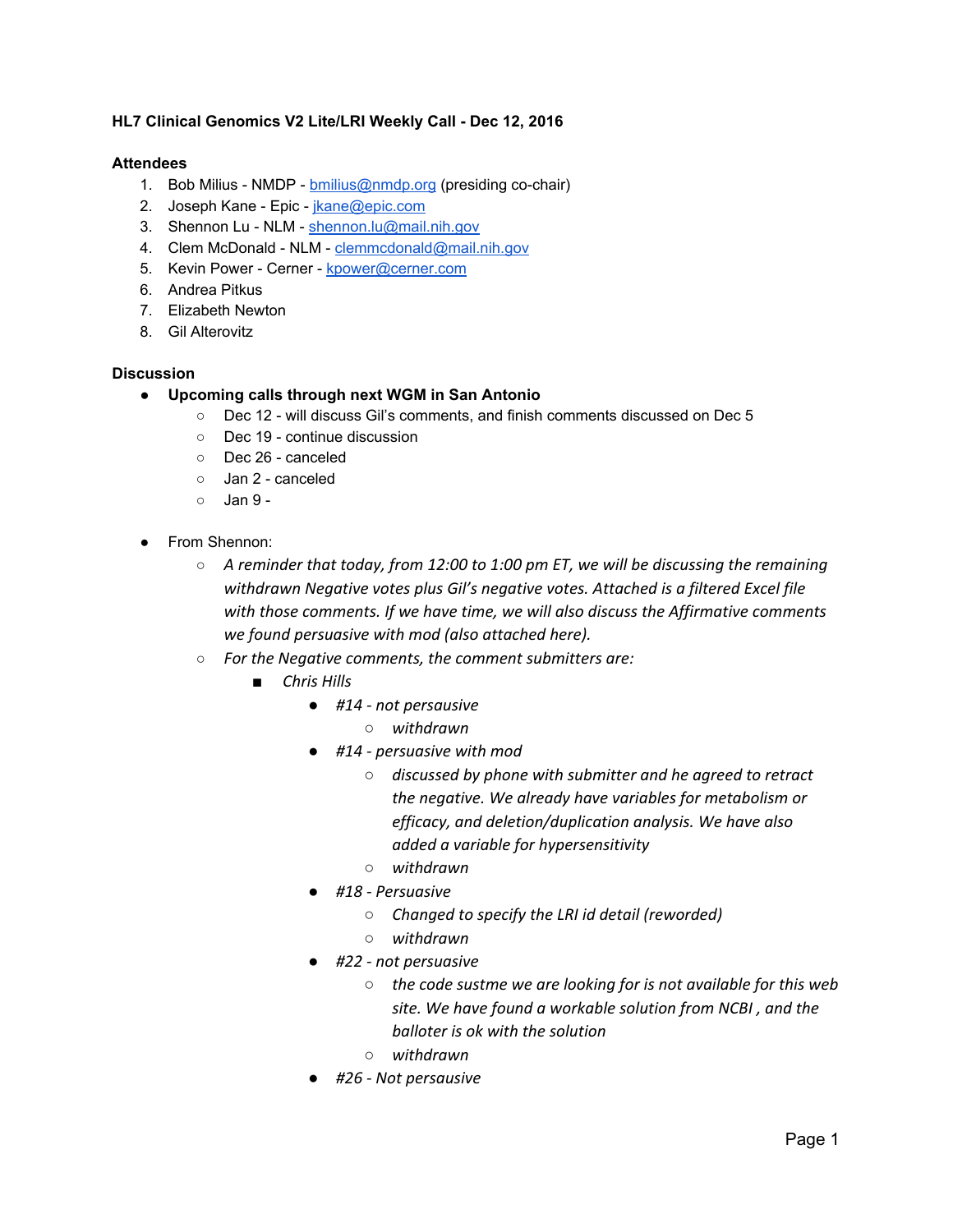**HL7 Clinical Genomics V2 Lite/LRI Weekly Call - Dec 12, 2016**

**Attendees**

1. Bob Milius - NMDP - bmilius@nmdp.org (presiding co-chair)
2. Joseph Kane - Epic - jkane@epic.com
3. Shennon Lu - NLM - shennon.lu@mail.nih.gov
4. Clem McDonald - NLM - clemmcdonald@mail.nih.gov
5. Kevin Power - Cerner - kpower@cerner.com
6. Andrea Pitkus
7. Elizabeth Newton
8. Gil Alterovitz

**Discussion**

- **Upcoming calls through next WGM in San Antonio**
    - Dec 12 - will discuss Gil's comments, and finish comments discussed on Dec 5
    - Dec 19 - continue discussion
    - Dec 26 - canceled
    - Jan 2 - canceled
    - Jan 9 -
- From Shennon:
    - *A reminder that today, from 12:00 to 1:00 pm ET, we will be discussing the remaining withdrawn Negative votes plus Gil's negative votes. Attached is a filtered Excel file with those comments. If we have time, we will also discuss the Affirmative comments we found persuasive with mod (also attached here).*
    - *For the Negative comments, the comment submitters are:*
        - *Chris Hills*
            - *#14 - not persuasive*
                - *withdrawn*
            - *#14 - persuasive with mod*
                - *discussed by phone with submitter and he agreed to retract the negative. We already have variables for metabolism or efficacy, and deletion/duplication analysis. We have also added a variable for hypersensitivity*
                - *withdrawn*
            - *#18 - Persuasive*
                - *Changed to specify the LRI id detail (reworded)*
                - *withdrawn*
            - *#22 - not persuasive*
                - *the code sustme we are looking for is not available for this web site. We have found a workable solution from NCBI , and the balloter is ok with the solution*
                - *withdrawn*
            - *#26 - Not persuasive*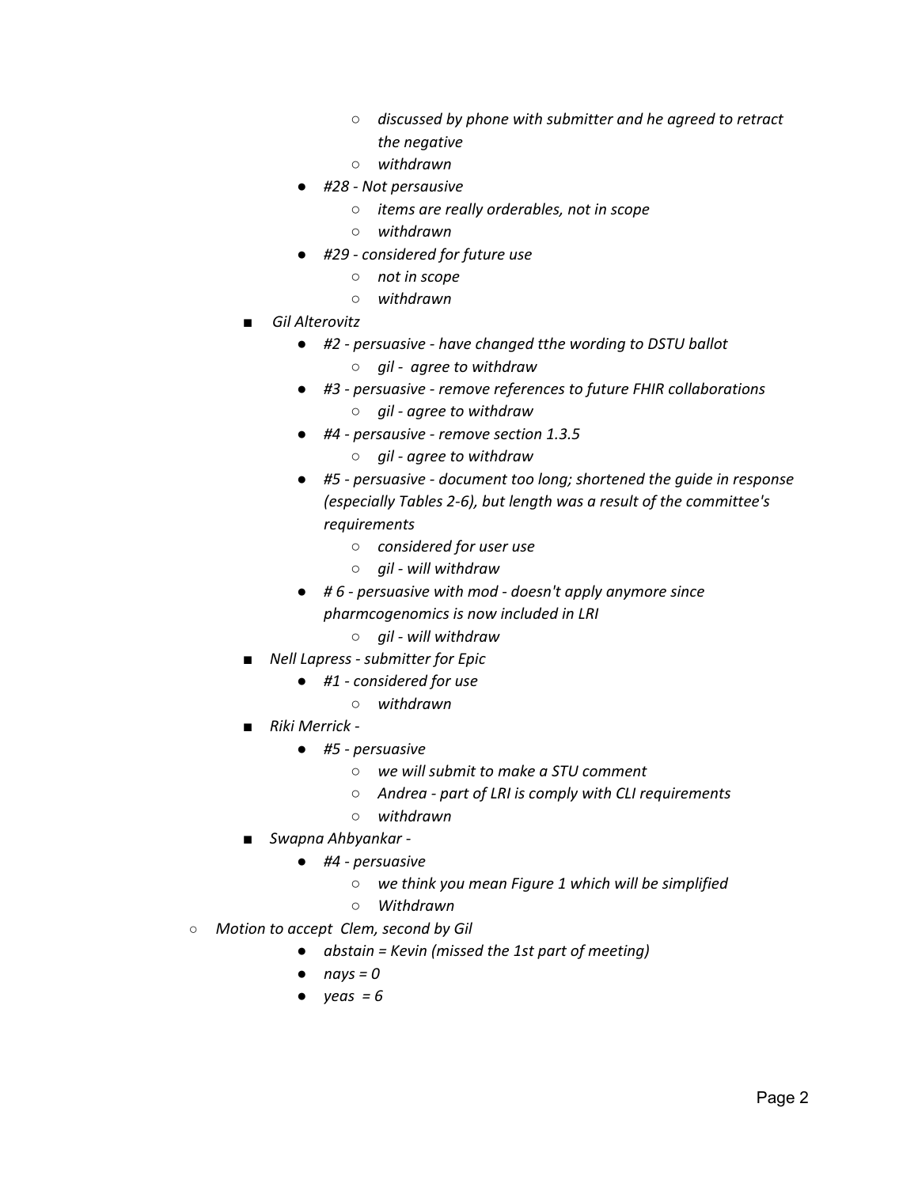- *discussed by phone with submitter and he agreed to retract the negative*
        - *withdrawn*
      - *#28 - Not persausive*
        - *items are really orderables, not in scope*
        - *withdrawn*
      - *#29 - considered for future use*
        - *not in scope*
        - *withdrawn*
    - *Gil Alterovitz*
      - *#2 - persuasive - have changed tthe wording to DSTU ballot*
        - *gil - agree to withdraw*
      - *#3 - persuasive - remove references to future FHIR collaborations*
        - *gil - agree to withdraw*
      - *#4 - persausive - remove section 1.3.5*
        - *gil - agree to withdraw*
      - *#5 - persuasive - document too long; shortened the guide in response (especially Tables 2-6), but length was a result of the committee's requirements*
        - *considered for user use*
        - *gil - will withdraw*
      - *# 6 - persuasive with mod - doesn't apply anymore since pharmcogenomics is now included in LRI*
        - *gil - will withdraw*
    - *Nell Lapress - submitter for Epic*
      - *#1 - considered for use*
        - *withdrawn*
    - *Riki Merrick -*
      - *#5 - persuasive*
        - *we will submit to make a STU comment*
        - *Andrea - part of LRI is comply with CLI requirements*
        - *withdrawn*
    - *Swapna Ahbyankar -*
      - *#4 - persuasive*
        - *we think you mean Figure 1 which will be simplified*
        - *Withdrawn*
- *Motion to accept Clem, second by Gil*
  - *abstain = Kevin (missed the 1st part of meeting)*
  - *nays = 0*
  - *yeas = 6*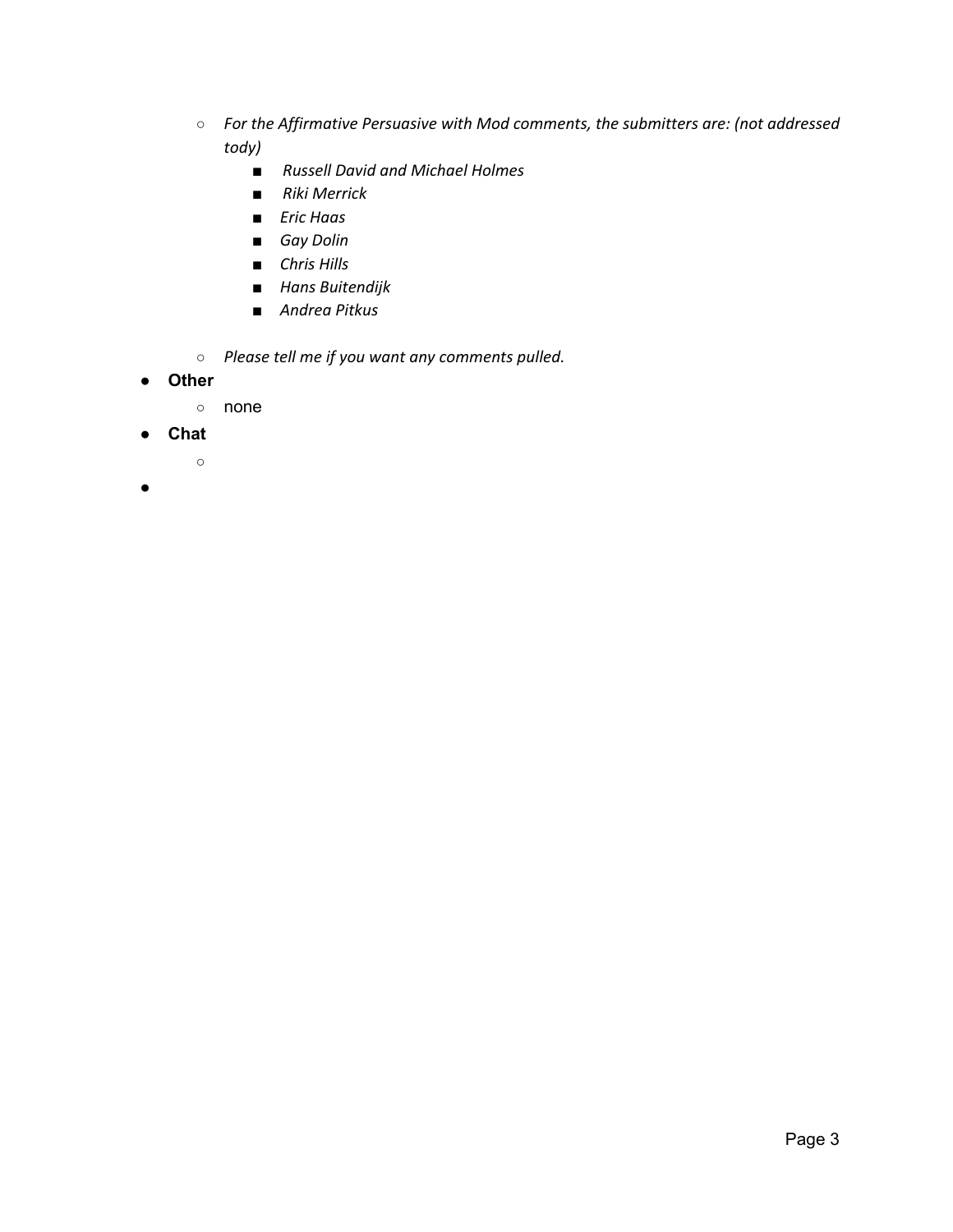- *For the Affirmative Persuasive with Mod comments, the submitters are: (not addressed tody)*
    - *Russell David and Michael Holmes*
    - *Riki Merrick*
    - *Eric Haas*
    - *Gay Dolin*
    - *Chris Hills*
    - *Hans Buitendijk*
    - *Andrea Pitkus*
- *Please tell me if you want any comments pulled.*

- **Other**
    - none
- **Chat**